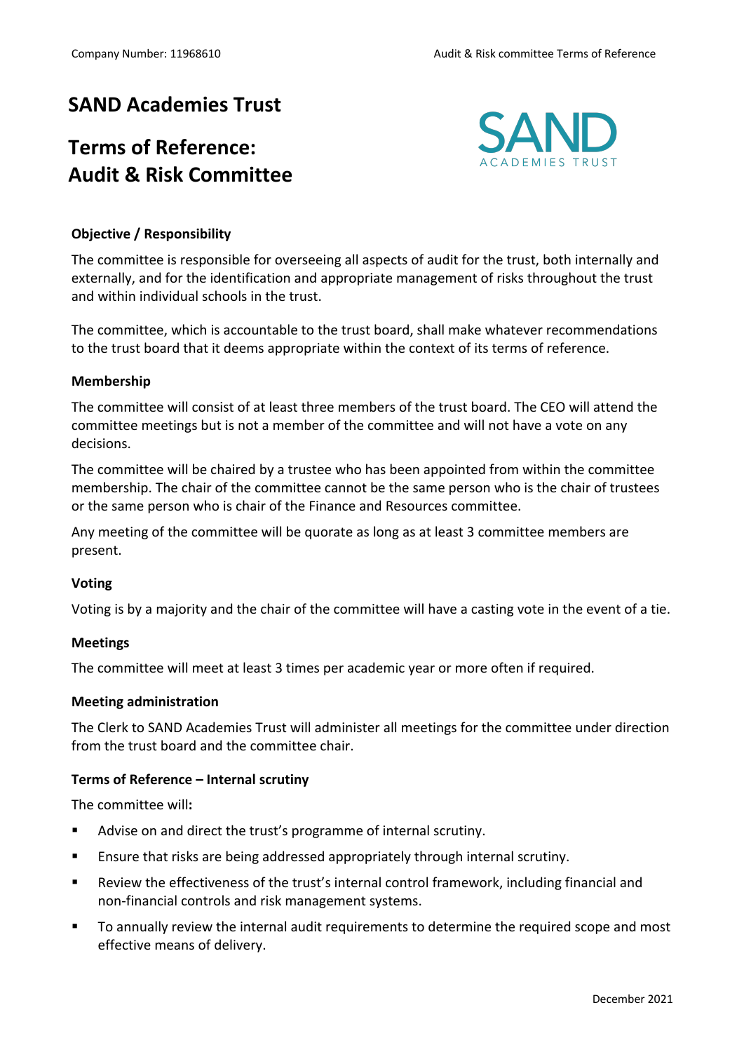# SAND Academies Trust

# Terms of Reference: Audit & Risk Committee

### Objective / Responsibility

The committee is responsible for overseeing all aspects of audit for the trust, both internally and externally, and for the identification and appropriate management of risks throughout the trust and within individual schools in the trust.

The committee, which is accountable to the trust board, shall make whatever recommendations to the trust board that it deems appropriate within the context of its terms of reference.

### Membership

The committee will consist of at least three members of the trust board. The CEO will attend the committee meetings but is not a member of the committee and will not have a vote on any decisions.

The committee will be chaired by a trustee who has been appointed from within the committee membership. The chair of the committee cannot be the same person who is the chair of trustees or the same person who is chair of the Finance and Resources committee.

Any meeting of the committee will be quorate as long as at least 3 committee members are present.

### Voting

Voting is by a majority and the chair of the committee will have a casting vote in the event of a tie.

### Meetings

The committee will meet at least 3 times per academic year or more often if required.

### Meeting administration

The Clerk to SAND Academies Trust will administer all meetings for the committee under direction from the trust board and the committee chair.

### Terms of Reference – Internal scrutiny

The committee will**:**

- Advise on and direct the trust's programme of internal scrutiny.
- Ensure that risks are being addressed appropriately through internal scrutiny.
- Review the effectiveness of the trust's internal control framework, including financial and non-financial controls and risk management systems.
- To annually review the internal audit requirements to determine the required scope and most effective means of delivery.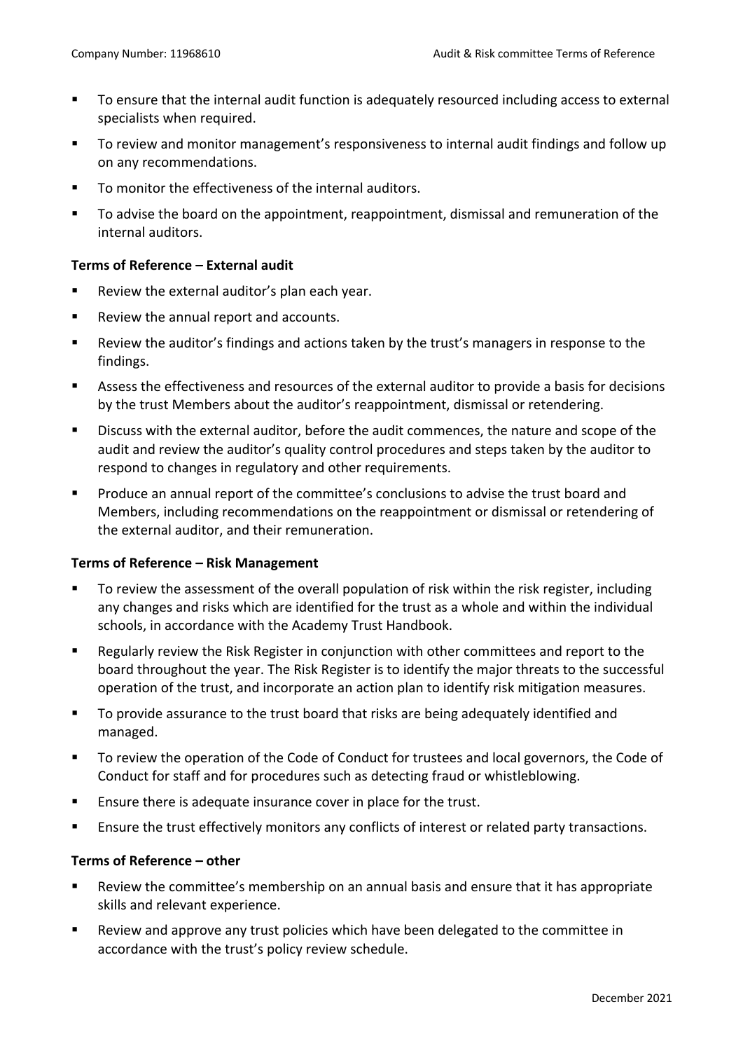- To ensure that the internal audit function is adequately resourced including access to external specialists when required.
- To review and monitor management's responsiveness to internal audit findings and follow up on any recommendations.
- To monitor the effectiveness of the internal auditors.
- To advise the board on the appointment, reappointment, dismissal and remuneration of the internal auditors.

**Terms of Reference – External audit**

- Review the external auditor's plan each year.
- Review the annual report and accounts.
- Review the auditor's findings and actions taken by the trust's managers in response to the findings.
- Assess the effectiveness and resources of the external auditor to provide a basis for decisions by the trust Members about the auditor's reappointment, dismissal or retendering.
- Discuss with the external auditor, before the audit commences, the nature and scope of the audit and review the auditor's quality control procedures and steps taken by the auditor to respond to changes in regulatory and other requirements.
- Produce an annual report of the committee's conclusions to advise the trust board and Members, including recommendations on the reappointment or dismissal or retendering of the external auditor, and their remuneration.

**Terms of Reference – Risk Management**

- To review the assessment of the overall population of risk within the risk register, including any changes and risks which are identified for the trust as a whole and within the individual schools, in accordance with the Academy Trust Handbook.
- Regularly review the Risk Register in conjunction with other committees and report to the board throughout the year. The Risk Register is to identify the major threats to the successful operation of the trust, and incorporate an action plan to identify risk mitigation measures.
- To provide assurance to the trust board that risks are being adequately identified and managed.
- To review the operation of the Code of Conduct for trustees and local governors, the Code of Conduct for staff and for procedures such as detecting fraud or whistleblowing.
- Ensure there is adequate insurance cover in place for the trust.
- Ensure the trust effectively monitors any conflicts of interest or related party transactions.

**Terms of Reference – other**

- Review the committee's membership on an annual basis and ensure that it has appropriate skills and relevant experience.
- Review and approve any trust policies which have been delegated to the committee in accordance with the trust's policy review schedule.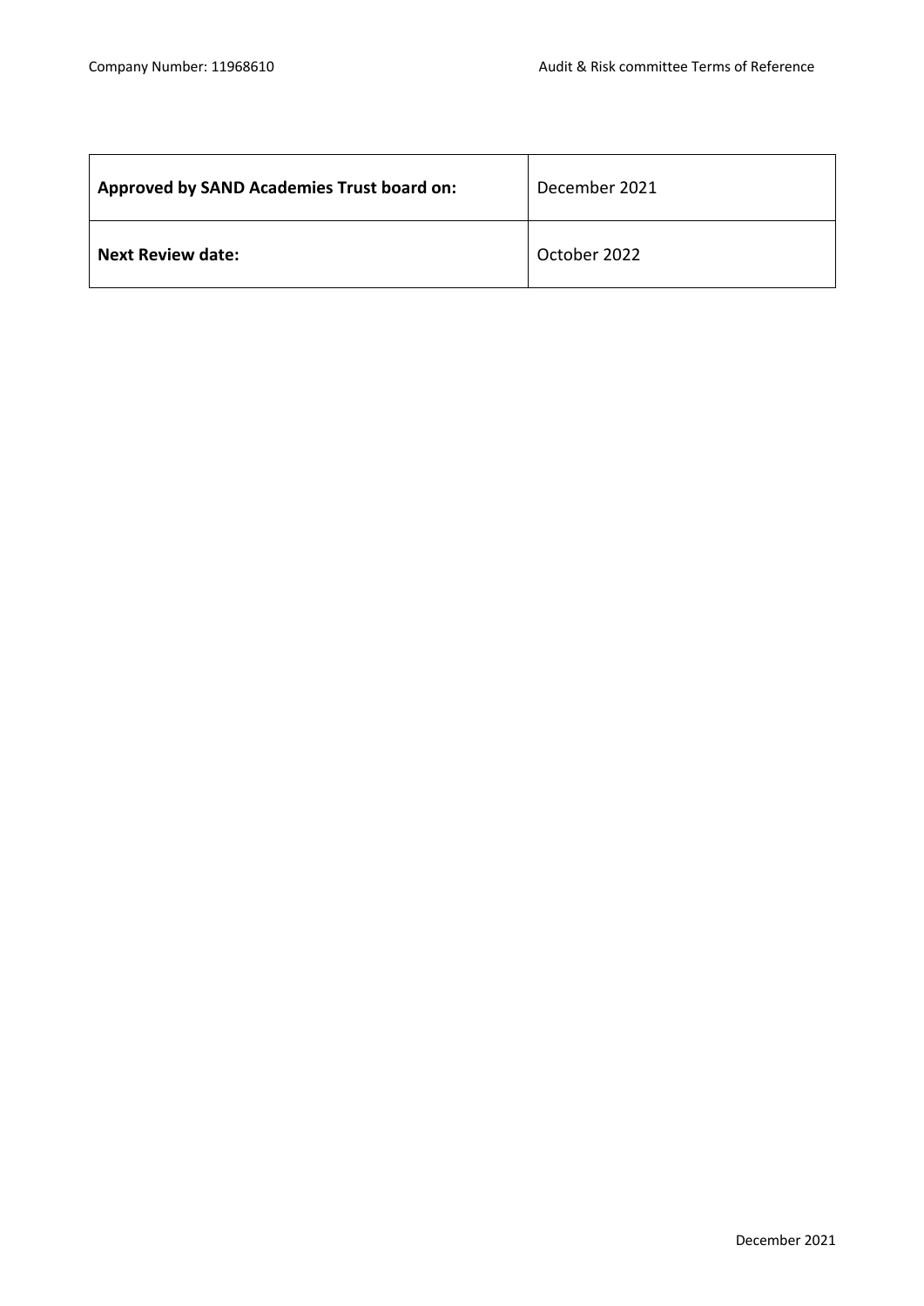| | |
|---|---|
| **Approved by SAND Academies Trust board on:** | December 2021 |
| **Next Review date:** | October 2022 |